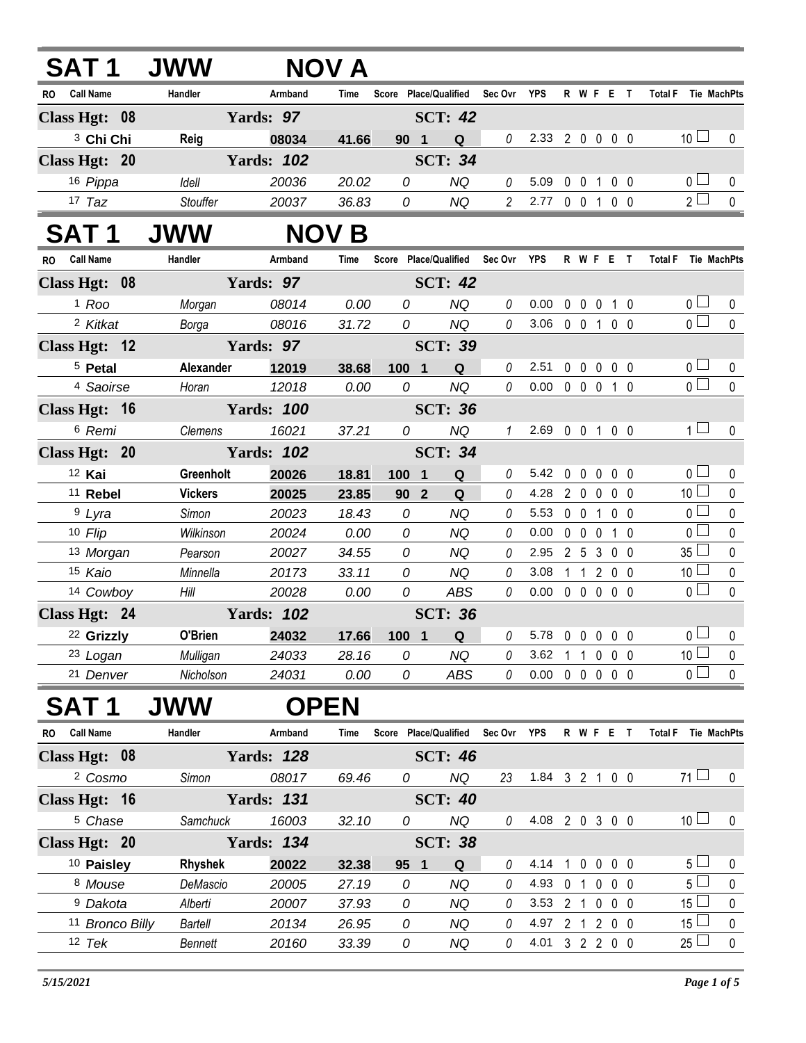## SAT 1 JWW NOV A

| RO | Call Name | Handler | Armband | Time | Score | Place/Qualified | | Sec Ovr | YPS | R | W | F | E | T | Total F | Tie | MachPts |
|---|---|---|---|---|---|---|---|---|---|---|---|---|---|---|---|---|---|
| **Class Hgt: 08** | | **Yards: 97** | | | | **SCT: 42** | | | | | | | | | | | |
| 3 | **Chi Chi** | **Reig** | **08034** | **41.66** | **90** | **1** | **Q** | 0 | 2.33 | 2 | 0 | 0 | 0 | 0 | 10 | ☐ | 0 |
| **Class Hgt: 20** | | **Yards: 102** | | | | **SCT: 34** | | | | | | | | | | | |
| 16 | *Pippa* | *Idell* | *20036* | *20.02* | *0* | | *NQ* | 0 | 5.09 | 0 | 0 | 1 | 0 | 0 | 0 | ☐ | 0 |
| 17 | *Taz* | *Stouffer* | *20037* | *36.83* | *0* | | *NQ* | 2 | 2.77 | 0 | 0 | 1 | 0 | 0 | 2 | ☐ | 0 |

## SAT 1 JWW NOV B

| RO | Call Name | Handler | Armband | Time | Score | Place/Qualified | | Sec Ovr | YPS | R | W | F | E | T | Total F | Tie | MachPts |
|---|---|---|---|---|---|---|---|---|---|---|---|---|---|---|---|---|---|
| **Class Hgt: 08** | | **Yards: 97** | | | | **SCT: 42** | | | | | | | | | | | |
| 1 | *Roo* | *Morgan* | *08014* | *0.00* | *0* | | *NQ* | 0 | 0.00 | 0 | 0 | 0 | 1 | 0 | 0 | ☐ | 0 |
| 2 | *Kitkat* | *Borga* | *08016* | *31.72* | *0* | | *NQ* | 0 | 3.06 | 0 | 0 | 1 | 0 | 0 | 0 | ☐ | 0 |
| **Class Hgt: 12** | | **Yards: 97** | | | | **SCT: 39** | | | | | | | | | | | |
| 5 | **Petal** | **Alexander** | **12019** | **38.68** | **100** | **1** | **Q** | 0 | 2.51 | 0 | 0 | 0 | 0 | 0 | 0 | ☐ | 0 |
| 4 | *Saoirse* | *Horan* | *12018* | *0.00* | *0* | | *NQ* | 0 | 0.00 | 0 | 0 | 0 | 1 | 0 | 0 | ☐ | 0 |
| **Class Hgt: 16** | | **Yards: 100** | | | | **SCT: 36** | | | | | | | | | | | |
| 6 | *Remi* | *Clemens* | *16021* | *37.21* | *0* | | *NQ* | 1 | 2.69 | 0 | 0 | 1 | 0 | 0 | 1 | ☐ | 0 |
| **Class Hgt: 20** | | **Yards: 102** | | | | **SCT: 34** | | | | | | | | | | | |
| 12 | **Kai** | **Greenholt** | **20026** | **18.81** | **100** | **1** | **Q** | 0 | 5.42 | 0 | 0 | 0 | 0 | 0 | 0 | ☐ | 0 |
| 11 | **Rebel** | **Vickers** | **20025** | **23.85** | **90** | **2** | **Q** | 0 | 4.28 | 2 | 0 | 0 | 0 | 0 | 10 | ☐ | 0 |
| 9 | *Lyra* | *Simon* | *20023* | *18.43* | *0* | | *NQ* | 0 | 5.53 | 0 | 0 | 1 | 0 | 0 | 0 | ☐ | 0 |
| 10 | *Flip* | *Wilkinson* | *20024* | *0.00* | *0* | | *NQ* | 0 | 0.00 | 0 | 0 | 0 | 1 | 0 | 0 | ☐ | 0 |
| 13 | *Morgan* | *Pearson* | *20027* | *34.55* | *0* | | *NQ* | 0 | 2.95 | 2 | 5 | 3 | 0 | 0 | 35 | ☐ | 0 |
| 15 | *Kaio* | *Minnella* | *20173* | *33.11* | *0* | | *NQ* | 0 | 3.08 | 1 | 1 | 2 | 0 | 0 | 10 | ☐ | 0 |
| 14 | *Cowboy* | *Hill* | *20028* | *0.00* | *0* | | *ABS* | 0 | 0.00 | 0 | 0 | 0 | 0 | 0 | 0 | ☐ | 0 |
| **Class Hgt: 24** | | **Yards: 102** | | | | **SCT: 36** | | | | | | | | | | | |
| 22 | **Grizzly** | **O'Brien** | **24032** | **17.66** | **100** | **1** | **Q** | 0 | 5.78 | 0 | 0 | 0 | 0 | 0 | 0 | ☐ | 0 |
| 23 | *Logan* | *Mulligan* | *24033* | *28.16* | *0* | | *NQ* | 0 | 3.62 | 1 | 1 | 0 | 0 | 0 | 10 | ☐ | 0 |
| 21 | *Denver* | *Nicholson* | *24031* | *0.00* | *0* | | *ABS* | 0 | 0.00 | 0 | 0 | 0 | 0 | 0 | 0 | ☐ | 0 |

## SAT 1 JWW OPEN

| RO | Call Name | Handler | Armband | Time | Score | Place/Qualified | | Sec Ovr | YPS | R | W | F | E | T | Total F | Tie | MachPts |
|---|---|---|---|---|---|---|---|---|---|---|---|---|---|---|---|---|---|
| **Class Hgt: 08** | | **Yards: 128** | | | | **SCT: 46** | | | | | | | | | | | |
| 2 | *Cosmo* | *Simon* | *08017* | *69.46* | *0* | | *NQ* | 23 | 1.84 | 3 | 2 | 1 | 0 | 0 | 71 | ☐ | 0 |
| **Class Hgt: 16** | | **Yards: 131** | | | | **SCT: 40** | | | | | | | | | | | |
| 5 | *Chase* | *Samchuck* | *16003* | *32.10* | *0* | | *NQ* | 0 | 4.08 | 2 | 0 | 3 | 0 | 0 | 10 | ☐ | 0 |
| **Class Hgt: 20** | | **Yards: 134** | | | | **SCT: 38** | | | | | | | | | | | |
| 10 | **Paisley** | **Rhyshek** | **20022** | **32.38** | **95** | **1** | **Q** | 0 | 4.14 | 1 | 0 | 0 | 0 | 0 | 5 | ☐ | 0 |
| 8 | *Mouse* | *DeMascio* | *20005* | *27.19* | *0* | | *NQ* | 0 | 4.93 | 0 | 1 | 0 | 0 | 0 | 5 | ☐ | 0 |
| 9 | *Dakota* | *Alberti* | *20007* | *37.93* | *0* | | *NQ* | 0 | 3.53 | 2 | 1 | 0 | 0 | 0 | 15 | ☐ | 0 |
| 11 | *Bronco Billy* | *Bartell* | *20134* | *26.95* | *0* | | *NQ* | 0 | 4.97 | 2 | 1 | 2 | 0 | 0 | 15 | ☐ | 0 |
| 12 | *Tek* | *Bennett* | *20160* | *33.39* | *0* | | *NQ* | 0 | 4.01 | 3 | 2 | 2 | 0 | 0 | 25 | ☐ | 0 |

*5/15/2021*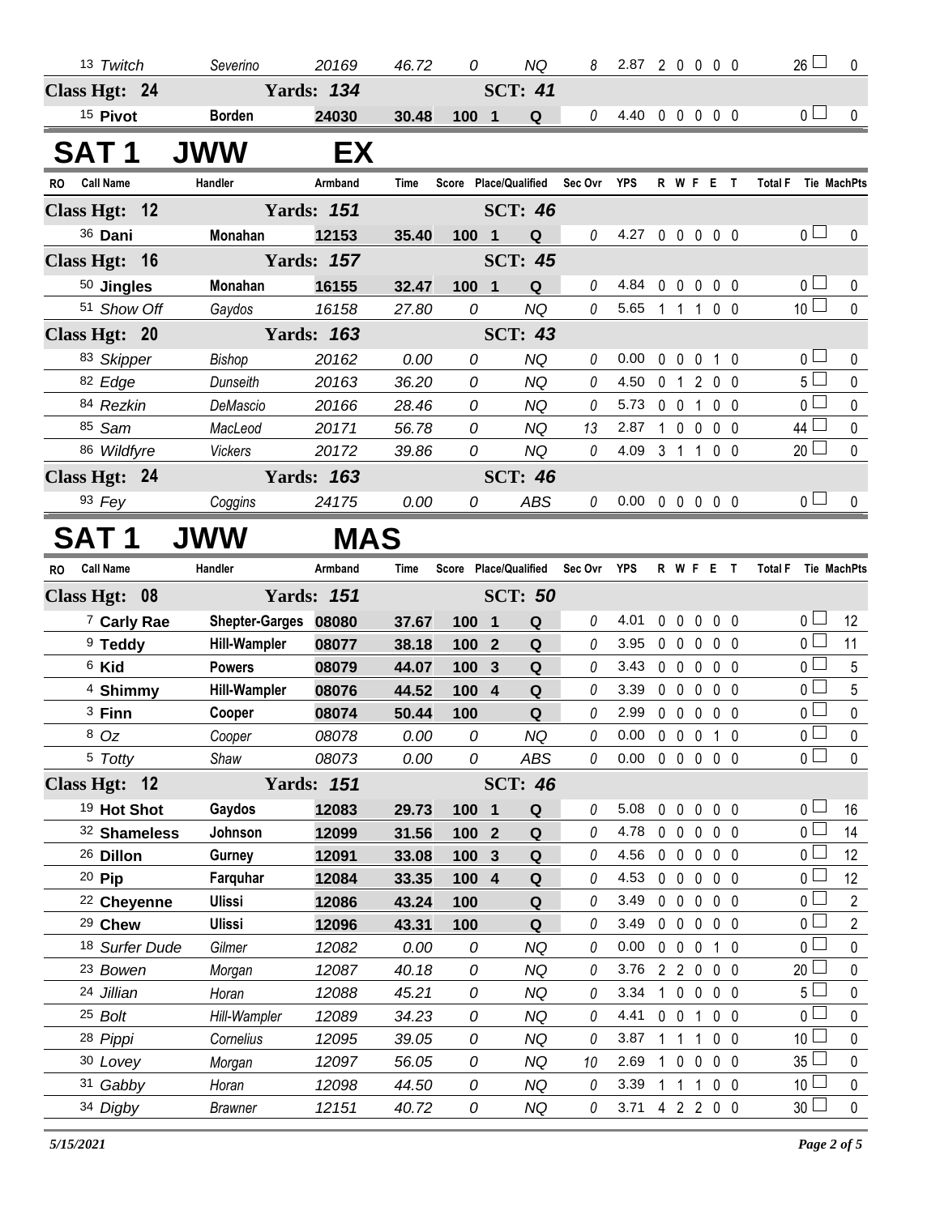| RO | Call Name | Handler | Armband | Time | Score | Place/Qualified | | Sec Ovr | YPS | R | W | F | E | T | Total F | Tie | MachPts |
|---|---|---|---|---|---|---|---|---|---|---|---|---|---|---|---|---|---|
| 13 | Twitch | Severino | 20169 | 46.72 | 0 | | NQ | 8 | 2.87 | 2 | 0 | 0 | 0 | 0 | 26 | ☐ | 0 |
| **Class Hgt: 24** | | **Yards: 134** | | | | **SCT: 41** | | | | | | | | | | | |
| 15 | **Pivot** | **Borden** | **24030** | **30.48** | **100** | **1** | **Q** | 0 | 4.40 | 0 | 0 | 0 | 0 | 0 | 0 | ☐ | 0 |

## SAT 1 JWW EX

| RO | Call Name | Handler | Armband | Time | Score | Place/Qualified | | Sec Ovr | YPS | R | W | F | E | T | Total F | Tie | MachPts |
|---|---|---|---|---|---|---|---|---|---|---|---|---|---|---|---|---|---|
| **Class Hgt: 12** | | **Yards: 151** | | | | **SCT: 46** | | | | | | | | | | | |
| 36 | **Dani** | **Monahan** | **12153** | **35.40** | **100** | **1** | **Q** | 0 | 4.27 | 0 | 0 | 0 | 0 | 0 | 0 | ☐ | 0 |
| **Class Hgt: 16** | | **Yards: 157** | | | | **SCT: 45** | | | | | | | | | | | |
| 50 | **Jingles** | **Monahan** | **16155** | **32.47** | **100** | **1** | **Q** | 0 | 4.84 | 0 | 0 | 0 | 0 | 0 | 0 | ☐ | 0 |
| 51 | Show Off | Gaydos | 16158 | 27.80 | 0 | | NQ | 0 | 5.65 | 1 | 1 | 1 | 0 | 0 | 10 | ☐ | 0 |
| **Class Hgt: 20** | | **Yards: 163** | | | | **SCT: 43** | | | | | | | | | | | |
| 83 | Skipper | Bishop | 20162 | 0.00 | 0 | | NQ | 0 | 0.00 | 0 | 0 | 0 | 1 | 0 | 0 | ☐ | 0 |
| 82 | Edge | Dunseith | 20163 | 36.20 | 0 | | NQ | 0 | 4.50 | 0 | 1 | 2 | 0 | 0 | 5 | ☐ | 0 |
| 84 | Rezkin | DeMascio | 20166 | 28.46 | 0 | | NQ | 0 | 5.73 | 0 | 0 | 1 | 0 | 0 | 0 | ☐ | 0 |
| 85 | Sam | MacLeod | 20171 | 56.78 | 0 | | NQ | 13 | 2.87 | 1 | 0 | 0 | 0 | 0 | 44 | ☐ | 0 |
| 86 | Wildfyre | Vickers | 20172 | 39.86 | 0 | | NQ | 0 | 4.09 | 3 | 1 | 1 | 0 | 0 | 20 | ☐ | 0 |
| **Class Hgt: 24** | | **Yards: 163** | | | | **SCT: 46** | | | | | | | | | | | |
| 93 | Fey | Coggins | 24175 | 0.00 | 0 | | ABS | 0 | 0.00 | 0 | 0 | 0 | 0 | 0 | 0 | ☐ | 0 |

## SAT 1 JWW MAS

| RO | Call Name | Handler | Armband | Time | Score | Place/Qualified | | Sec Ovr | YPS | R | W | F | E | T | Total F | Tie | MachPts |
|---|---|---|---|---|---|---|---|---|---|---|---|---|---|---|---|---|---|
| **Class Hgt: 08** | | **Yards: 151** | | | | **SCT: 50** | | | | | | | | | | | |
| 7 | **Carly Rae** | **Shepter-Garges** | **08080** | **37.67** | **100** | **1** | **Q** | 0 | 4.01 | 0 | 0 | 0 | 0 | 0 | 0 | ☐ | 12 |
| 9 | **Teddy** | **Hill-Wampler** | **08077** | **38.18** | **100** | **2** | **Q** | 0 | 3.95 | 0 | 0 | 0 | 0 | 0 | 0 | ☐ | 11 |
| 6 | **Kid** | **Powers** | **08079** | **44.07** | **100** | **3** | **Q** | 0 | 3.43 | 0 | 0 | 0 | 0 | 0 | 0 | ☐ | 5 |
| 4 | **Shimmy** | **Hill-Wampler** | **08076** | **44.52** | **100** | **4** | **Q** | 0 | 3.39 | 0 | 0 | 0 | 0 | 0 | 0 | ☐ | 5 |
| 3 | **Finn** | **Cooper** | **08074** | **50.44** | **100** | | **Q** | 0 | 2.99 | 0 | 0 | 0 | 0 | 0 | 0 | ☐ | 0 |
| 8 | Oz | Cooper | 08078 | 0.00 | 0 | | NQ | 0 | 0.00 | 0 | 0 | 0 | 1 | 0 | 0 | ☐ | 0 |
| 5 | Totty | Shaw | 08073 | 0.00 | 0 | | ABS | 0 | 0.00 | 0 | 0 | 0 | 0 | 0 | 0 | ☐ | 0 |
| **Class Hgt: 12** | | **Yards: 151** | | | | **SCT: 46** | | | | | | | | | | | |
| 19 | **Hot Shot** | **Gaydos** | **12083** | **29.73** | **100** | **1** | **Q** | 0 | 5.08 | 0 | 0 | 0 | 0 | 0 | 0 | ☐ | 16 |
| 32 | **Shameless** | **Johnson** | **12099** | **31.56** | **100** | **2** | **Q** | 0 | 4.78 | 0 | 0 | 0 | 0 | 0 | 0 | ☐ | 14 |
| 26 | **Dillon** | **Gurney** | **12091** | **33.08** | **100** | **3** | **Q** | 0 | 4.56 | 0 | 0 | 0 | 0 | 0 | 0 | ☐ | 12 |
| 20 | **Pip** | **Farquhar** | **12084** | **33.35** | **100** | **4** | **Q** | 0 | 4.53 | 0 | 0 | 0 | 0 | 0 | 0 | ☐ | 12 |
| 22 | **Cheyenne** | **Ulissi** | **12086** | **43.24** | **100** | | **Q** | 0 | 3.49 | 0 | 0 | 0 | 0 | 0 | 0 | ☐ | 2 |
| 29 | **Chew** | **Ulissi** | **12096** | **43.31** | **100** | | **Q** | 0 | 3.49 | 0 | 0 | 0 | 0 | 0 | 0 | ☐ | 2 |
| 18 | Surfer Dude | Gilmer | 12082 | 0.00 | 0 | | NQ | 0 | 0.00 | 0 | 0 | 0 | 1 | 0 | 0 | ☐ | 0 |
| 23 | Bowen | Morgan | 12087 | 40.18 | 0 | | NQ | 0 | 3.76 | 2 | 2 | 0 | 0 | 0 | 20 | ☐ | 0 |
| 24 | Jillian | Horan | 12088 | 45.21 | 0 | | NQ | 0 | 3.34 | 1 | 0 | 0 | 0 | 0 | 5 | ☐ | 0 |
| 25 | Bolt | Hill-Wampler | 12089 | 34.23 | 0 | | NQ | 0 | 4.41 | 0 | 0 | 1 | 0 | 0 | 0 | ☐ | 0 |
| 28 | Pippi | Cornelius | 12095 | 39.05 | 0 | | NQ | 0 | 3.87 | 1 | 1 | 1 | 0 | 0 | 10 | ☐ | 0 |
| 30 | Lovey | Morgan | 12097 | 56.05 | 0 | | NQ | 10 | 2.69 | 1 | 0 | 0 | 0 | 0 | 35 | ☐ | 0 |
| 31 | Gabby | Horan | 12098 | 44.50 | 0 | | NQ | 0 | 3.39 | 1 | 1 | 1 | 0 | 0 | 10 | ☐ | 0 |
| 34 | Digby | Brawner | 12151 | 40.72 | 0 | | NQ | 0 | 3.71 | 4 | 2 | 2 | 0 | 0 | 30 | ☐ | 0 |

*5/15/2021*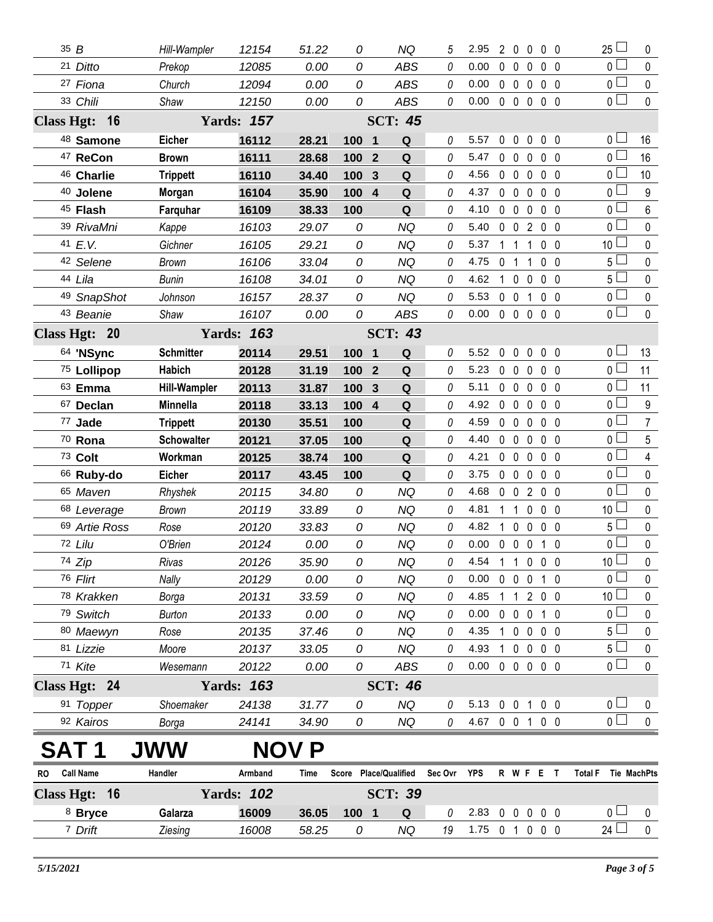| RO | Call Name | Handler | Armband | Time | Score | Place/Qualified | | Sec Ovr | YPS | R | W | F | E | T | Total F | Tie | MachPts |
|---|---|---|---|---|---|---|---|---|---|---|---|---|---|---|---|---|---|
| 35 | B | Hill-Wampler | 12154 | 51.22 | 0 | | NQ | 5 | 2.95 | 2 | 0 | 0 | 0 | 0 | 25 | | 0 |
| 21 | Ditto | Prekop | 12085 | 0.00 | 0 | | ABS | 0 | 0.00 | 0 | 0 | 0 | 0 | 0 | 0 | | 0 |
| 27 | Fiona | Church | 12094 | 0.00 | 0 | | ABS | 0 | 0.00 | 0 | 0 | 0 | 0 | 0 | 0 | | 0 |
| 33 | Chili | Shaw | 12150 | 0.00 | 0 | | ABS | 0 | 0.00 | 0 | 0 | 0 | 0 | 0 | 0 | | 0 |
| **Class Hgt: 16** | | **Yards: 157** | | | | **SCT: 45** | | | | | | | | | | | |
| 48 | **Samone** | **Eicher** | **16112** | **28.21** | **100** | **1** | **Q** | 0 | 5.57 | 0 | 0 | 0 | 0 | 0 | 0 | | 16 |
| 47 | **ReCon** | **Brown** | **16111** | **28.68** | **100** | **2** | **Q** | 0 | 5.47 | 0 | 0 | 0 | 0 | 0 | 0 | | 16 |
| 46 | **Charlie** | **Trippett** | **16110** | **34.40** | **100** | **3** | **Q** | 0 | 4.56 | 0 | 0 | 0 | 0 | 0 | 0 | | 10 |
| 40 | **Jolene** | **Morgan** | **16104** | **35.90** | **100** | **4** | **Q** | 0 | 4.37 | 0 | 0 | 0 | 0 | 0 | 0 | | 9 |
| 45 | **Flash** | **Farquhar** | **16109** | **38.33** | **100** | | **Q** | 0 | 4.10 | 0 | 0 | 0 | 0 | 0 | 0 | | 6 |
| 39 | RivaMni | Kappe | 16103 | 29.07 | 0 | | NQ | 0 | 5.40 | 0 | 0 | 2 | 0 | 0 | 0 | | 0 |
| 41 | E.V. | Gichner | 16105 | 29.21 | 0 | | NQ | 0 | 5.37 | 1 | 1 | 1 | 0 | 0 | 10 | | 0 |
| 42 | Selene | Brown | 16106 | 33.04 | 0 | | NQ | 0 | 4.75 | 0 | 1 | 1 | 0 | 0 | 5 | | 0 |
| 44 | Lila | Bunin | 16108 | 34.01 | 0 | | NQ | 0 | 4.62 | 1 | 0 | 0 | 0 | 0 | 5 | | 0 |
| 49 | SnapShot | Johnson | 16157 | 28.37 | 0 | | NQ | 0 | 5.53 | 0 | 0 | 1 | 0 | 0 | 0 | | 0 |
| 43 | Beanie | Shaw | 16107 | 0.00 | 0 | | ABS | 0 | 0.00 | 0 | 0 | 0 | 0 | 0 | 0 | | 0 |
| **Class Hgt: 20** | | **Yards: 163** | | | | **SCT: 43** | | | | | | | | | | | |
| 64 | **'NSync** | **Schmitter** | **20114** | **29.51** | **100** | **1** | **Q** | 0 | 5.52 | 0 | 0 | 0 | 0 | 0 | 0 | | 13 |
| 75 | **Lollipop** | **Habich** | **20128** | **31.19** | **100** | **2** | **Q** | 0 | 5.23 | 0 | 0 | 0 | 0 | 0 | 0 | | 11 |
| 63 | **Emma** | **Hill-Wampler** | **20113** | **31.87** | **100** | **3** | **Q** | 0 | 5.11 | 0 | 0 | 0 | 0 | 0 | 0 | | 11 |
| 67 | **Declan** | **Minnella** | **20118** | **33.13** | **100** | **4** | **Q** | 0 | 4.92 | 0 | 0 | 0 | 0 | 0 | 0 | | 9 |
| 77 | **Jade** | **Trippett** | **20130** | **35.51** | **100** | | **Q** | 0 | 4.59 | 0 | 0 | 0 | 0 | 0 | 0 | | 7 |
| 70 | **Rona** | **Schowalter** | **20121** | **37.05** | **100** | | **Q** | 0 | 4.40 | 0 | 0 | 0 | 0 | 0 | 0 | | 5 |
| 73 | **Colt** | **Workman** | **20125** | **38.74** | **100** | | **Q** | 0 | 4.21 | 0 | 0 | 0 | 0 | 0 | 0 | | 4 |
| 66 | **Ruby-do** | **Eicher** | **20117** | **43.45** | **100** | | **Q** | 0 | 3.75 | 0 | 0 | 0 | 0 | 0 | 0 | | 0 |
| 65 | Maven | Rhyshek | 20115 | 34.80 | 0 | | NQ | 0 | 4.68 | 0 | 0 | 2 | 0 | 0 | 0 | | 0 |
| 68 | Leverage | Brown | 20119 | 33.89 | 0 | | NQ | 0 | 4.81 | 1 | 1 | 0 | 0 | 0 | 10 | | 0 |
| 69 | Artie Ross | Rose | 20120 | 33.83 | 0 | | NQ | 0 | 4.82 | 1 | 0 | 0 | 0 | 0 | 5 | | 0 |
| 72 | Lilu | O'Brien | 20124 | 0.00 | 0 | | NQ | 0 | 0.00 | 0 | 0 | 0 | 1 | 0 | 0 | | 0 |
| 74 | Zip | Rivas | 20126 | 35.90 | 0 | | NQ | 0 | 4.54 | 1 | 1 | 0 | 0 | 0 | 10 | | 0 |
| 76 | Flirt | Nally | 20129 | 0.00 | 0 | | NQ | 0 | 0.00 | 0 | 0 | 0 | 1 | 0 | 0 | | 0 |
| 78 | Krakken | Borga | 20131 | 33.59 | 0 | | NQ | 0 | 4.85 | 1 | 1 | 2 | 0 | 0 | 10 | | 0 |
| 79 | Switch | Burton | 20133 | 0.00 | 0 | | NQ | 0 | 0.00 | 0 | 0 | 0 | 1 | 0 | 0 | | 0 |
| 80 | Maewyn | Rose | 20135 | 37.46 | 0 | | NQ | 0 | 4.35 | 1 | 0 | 0 | 0 | 0 | 5 | | 0 |
| 81 | Lizzie | Moore | 20137 | 33.05 | 0 | | NQ | 0 | 4.93 | 1 | 0 | 0 | 0 | 0 | 5 | | 0 |
| 71 | Kite | Wesemann | 20122 | 0.00 | 0 | | ABS | 0 | 0.00 | 0 | 0 | 0 | 0 | 0 | 0 | | 0 |
| **Class Hgt: 24** | | **Yards: 163** | | | | **SCT: 46** | | | | | | | | | | | |
| 91 | Topper | Shoemaker | 24138 | 31.77 | 0 | | NQ | 0 | 5.13 | 0 | 0 | 1 | 0 | 0 | 0 | | 0 |
| 92 | Kairos | Borga | 24141 | 34.90 | 0 | | NQ | 0 | 4.67 | 0 | 0 | 1 | 0 | 0 | 0 | | 0 |

# SAT 1 JWW NOV P

| RO | Call Name | Handler | Armband | Time | Score | Place/Qualified | | Sec Ovr | YPS | R | W | F | E | T | Total F | Tie | MachPts |
|---|---|---|---|---|---|---|---|---|---|---|---|---|---|---|---|---|---|
| **Class Hgt: 16** | | **Yards: 102** | | | | **SCT: 39** | | | | | | | | | | | |
| 8 | **Bryce** | **Galarza** | **16009** | **36.05** | **100** | **1** | **Q** | 0 | 2.83 | 0 | 0 | 0 | 0 | 0 | 0 | | 0 |
| 7 | Drift | Ziesing | 16008 | 58.25 | 0 | | NQ | 19 | 1.75 | 0 | 1 | 0 | 0 | 0 | 24 | | 0 |

*5/15/2021*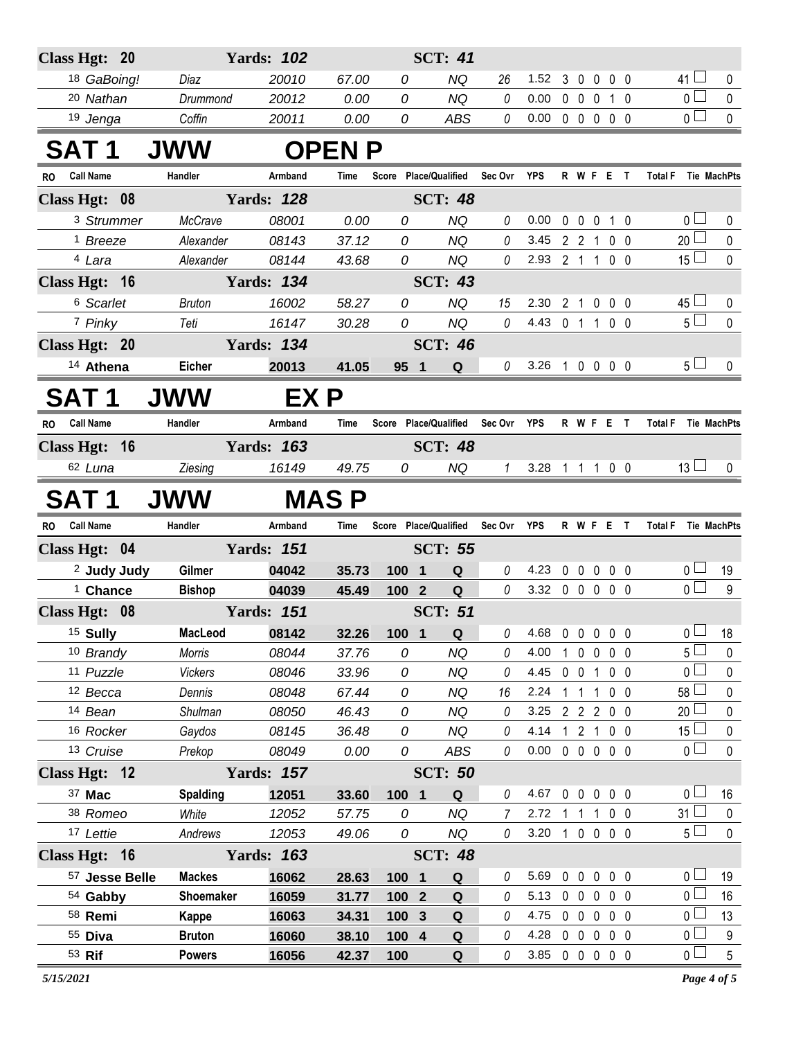| Class Hgt: 20 | | Yards: 102 | | | SCT: 41 | | | | | | | | | |
|---|---|---|---|---|---|---|---|---|---|---|---|---|---|---|
| 18 GaBoing! | Diaz | 20010 | 67.00 | 0 | NQ | 26 | 1.52 | 3 | 0 | 0 | 0 | 0 | 41 | 0 |
| 20 Nathan | Drummond | 20012 | 0.00 | 0 | NQ | 0 | 0.00 | 0 | 0 | 0 | 1 | 0 | 0 | 0 |
| 19 Jenga | Coffin | 20011 | 0.00 | 0 | ABS | 0 | 0.00 | 0 | 0 | 0 | 0 | 0 | 0 | 0 |

# SAT 1 JWW OPEN P

| RO Call Name | Handler | Armband | Time | Score | Place/Qualified | Sec Ovr | YPS | R | W | F | E | T | Total F | Tie MachPts |
|---|---|---|---|---|---|---|---|---|---|---|---|---|---|---|
| **Class Hgt: 08** | | **Yards: 128** | | | **SCT: 48** | | | | | | | | | |
| 3 Strummer | McCrave | 08001 | 0.00 | 0 | NQ | 0 | 0.00 | 0 | 0 | 0 | 1 | 0 | 0 | 0 |
| 1 Breeze | Alexander | 08143 | 37.12 | 0 | NQ | 0 | 3.45 | 2 | 2 | 1 | 0 | 0 | 20 | 0 |
| 4 Lara | Alexander | 08144 | 43.68 | 0 | NQ | 0 | 2.93 | 2 | 1 | 1 | 0 | 0 | 15 | 0 |
| **Class Hgt: 16** | | **Yards: 134** | | | **SCT: 43** | | | | | | | | | |
| 6 Scarlet | Bruton | 16002 | 58.27 | 0 | NQ | 15 | 2.30 | 2 | 1 | 0 | 0 | 0 | 45 | 0 |
| 7 Pinky | Teti | 16147 | 30.28 | 0 | NQ | 0 | 4.43 | 0 | 1 | 1 | 0 | 0 | 5 | 0 |
| **Class Hgt: 20** | | **Yards: 134** | | | **SCT: 46** | | | | | | | | | |
| **14 Athena** | **Eicher** | **20013** | **41.05** | **95** | **1 Q** | 0 | 3.26 | 1 | 0 | 0 | 0 | 0 | 5 | 0 |

# SAT 1 JWW EX P

| RO Call Name | Handler | Armband | Time | Score | Place/Qualified | Sec Ovr | YPS | R | W | F | E | T | Total F | Tie MachPts |
|---|---|---|---|---|---|---|---|---|---|---|---|---|---|---|
| **Class Hgt: 16** | | **Yards: 163** | | | **SCT: 48** | | | | | | | | | |
| 62 Luna | Ziesing | 16149 | 49.75 | 0 | NQ | 1 | 3.28 | 1 | 1 | 1 | 0 | 0 | 13 | 0 |

# SAT 1 JWW MAS P

| RO Call Name | Handler | Armband | Time | Score | Place/Qualified | Sec Ovr | YPS | R | W | F | E | T | Total F | Tie MachPts |
|---|---|---|---|---|---|---|---|---|---|---|---|---|---|---|
| **Class Hgt: 04** | | **Yards: 151** | | | **SCT: 55** | | | | | | | | | |
| **2 Judy Judy** | **Gilmer** | **04042** | **35.73** | **100** | **1 Q** | 0 | 4.23 | 0 | 0 | 0 | 0 | 0 | 0 | 19 |
| **1 Chance** | **Bishop** | **04039** | **45.49** | **100** | **2 Q** | 0 | 3.32 | 0 | 0 | 0 | 0 | 0 | 0 | 9 |
| **Class Hgt: 08** | | **Yards: 151** | | | **SCT: 51** | | | | | | | | | |
| **15 Sully** | **MacLeod** | **08142** | **32.26** | **100** | **1 Q** | 0 | 4.68 | 0 | 0 | 0 | 0 | 0 | 0 | 18 |
| 10 Brandy | Morris | 08044 | 37.76 | 0 | NQ | 0 | 4.00 | 1 | 0 | 0 | 0 | 0 | 5 | 0 |
| 11 Puzzle | Vickers | 08046 | 33.96 | 0 | NQ | 0 | 4.45 | 0 | 0 | 1 | 0 | 0 | 0 | 0 |
| 12 Becca | Dennis | 08048 | 67.44 | 0 | NQ | 16 | 2.24 | 1 | 1 | 1 | 0 | 0 | 58 | 0 |
| 14 Bean | Shulman | 08050 | 46.43 | 0 | NQ | 0 | 3.25 | 2 | 2 | 2 | 0 | 0 | 20 | 0 |
| 16 Rocker | Gaydos | 08145 | 36.48 | 0 | NQ | 0 | 4.14 | 1 | 2 | 1 | 0 | 0 | 15 | 0 |
| 13 Cruise | Prekop | 08049 | 0.00 | 0 | ABS | 0 | 0.00 | 0 | 0 | 0 | 0 | 0 | 0 | 0 |
| **Class Hgt: 12** | | **Yards: 157** | | | **SCT: 50** | | | | | | | | | |
| **37 Mac** | **Spalding** | **12051** | **33.60** | **100** | **1 Q** | 0 | 4.67 | 0 | 0 | 0 | 0 | 0 | 0 | 16 |
| 38 Romeo | White | 12052 | 57.75 | 0 | NQ | 7 | 2.72 | 1 | 1 | 1 | 0 | 0 | 31 | 0 |
| 17 Lettie | Andrews | 12053 | 49.06 | 0 | NQ | 0 | 3.20 | 1 | 0 | 0 | 0 | 0 | 5 | 0 |
| **Class Hgt: 16** | | **Yards: 163** | | | **SCT: 48** | | | | | | | | | |
| **57 Jesse Belle** | **Mackes** | **16062** | **28.63** | **100** | **1 Q** | 0 | 5.69 | 0 | 0 | 0 | 0 | 0 | 0 | 19 |
| **54 Gabby** | **Shoemaker** | **16059** | **31.77** | **100** | **2 Q** | 0 | 5.13 | 0 | 0 | 0 | 0 | 0 | 0 | 16 |
| **58 Remi** | **Kappe** | **16063** | **34.31** | **100** | **3 Q** | 0 | 4.75 | 0 | 0 | 0 | 0 | 0 | 0 | 13 |
| **55 Diva** | **Bruton** | **16060** | **38.10** | **100** | **4 Q** | 0 | 4.28 | 0 | 0 | 0 | 0 | 0 | 0 | 9 |
| **53 Rif** | **Powers** | **16056** | **42.37** | **100** | **Q** | 0 | 3.85 | 0 | 0 | 0 | 0 | 0 | 0 | 5 |

*5/15/2021*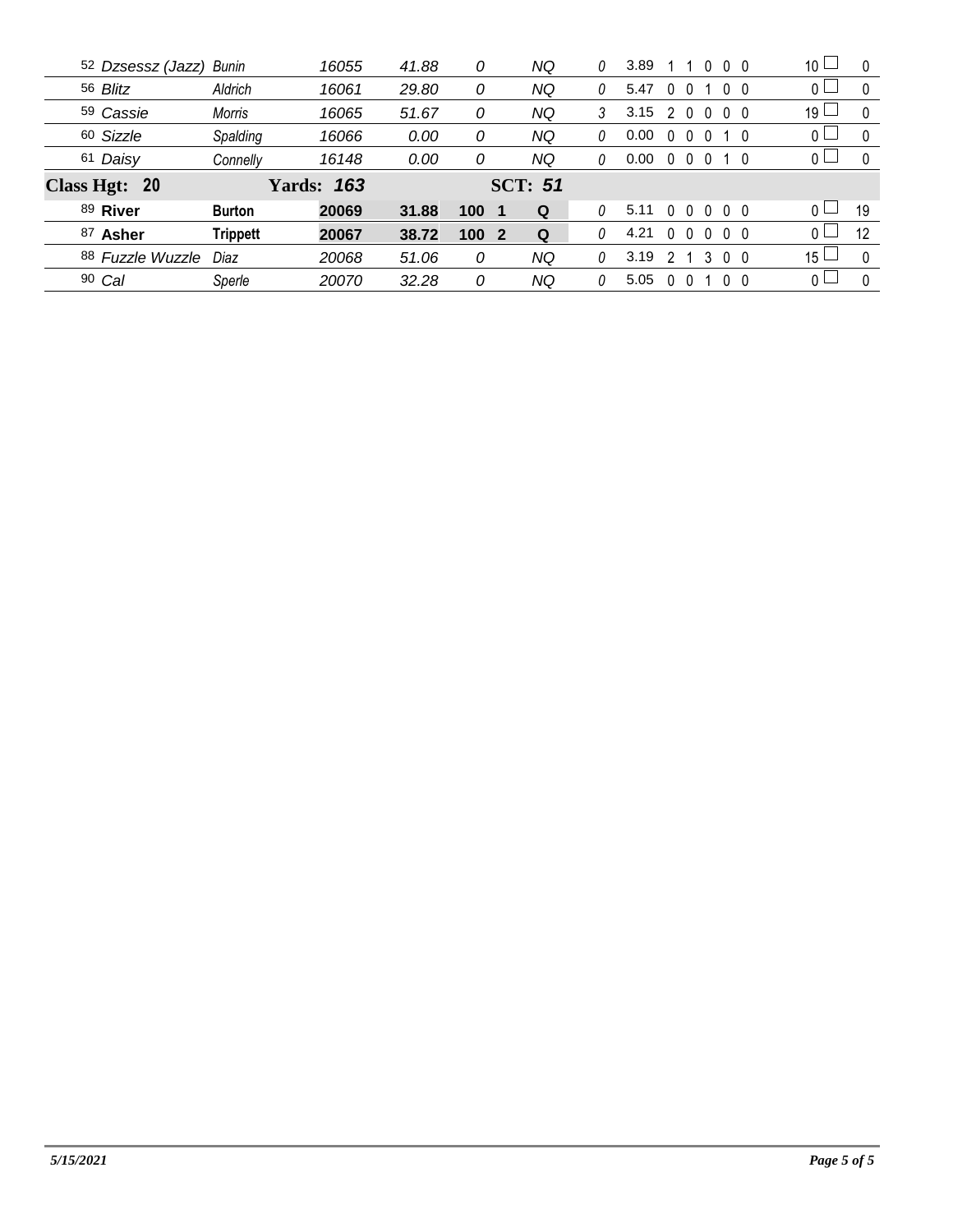| | | | | | | | | | | | | | | | | | |
|---|---|---|---|---|---|---|---|---|---|---|---|---|---|---|---|---|---|
| 52 *Dzsessz (Jazz)* | *Bunin* | *16055* | *41.88* | *0* | | *NQ* | *0* | 3.89 | 1 | 1 | 0 | 0 | 0 | 10 | ☐ | 0 |
| 56 *Blitz* | *Aldrich* | *16061* | *29.80* | *0* | | *NQ* | *0* | 5.47 | 0 | 0 | 1 | 0 | 0 | 0 | ☐ | 0 |
| 59 *Cassie* | *Morris* | *16065* | *51.67* | *0* | | *NQ* | *3* | 3.15 | 2 | 0 | 0 | 0 | 0 | 19 | ☐ | 0 |
| 60 *Sizzle* | *Spalding* | *16066* | *0.00* | *0* | | *NQ* | *0* | 0.00 | 0 | 0 | 0 | 1 | 0 | 0 | ☐ | 0 |
| 61 *Daisy* | *Connelly* | *16148* | *0.00* | *0* | | *NQ* | *0* | 0.00 | 0 | 0 | 0 | 1 | 0 | 0 | ☐ | 0 |
| **Class Hgt: 20** | | **Yards: *163*** | | | | **SCT: *51*** | | | | | | | | | | |
| 89 **River** | **Burton** | **20069** | **31.88** | **100** | **1** | **Q** | *0* | 5.11 | 0 | 0 | 0 | 0 | 0 | 0 | ☐ | 19 |
| 87 **Asher** | **Trippett** | **20067** | **38.72** | **100** | **2** | **Q** | *0* | 4.21 | 0 | 0 | 0 | 0 | 0 | 0 | ☐ | 12 |
| 88 *Fuzzle Wuzzle* | *Diaz* | *20068* | *51.06* | *0* | | *NQ* | *0* | 3.19 | 2 | 1 | 3 | 0 | 0 | 15 | ☐ | 0 |
| 90 *Cal* | *Sperle* | *20070* | *32.28* | *0* | | *NQ* | *0* | 5.05 | 0 | 0 | 1 | 0 | 0 | 0 | ☐ | 0 |

*5/15/2021*